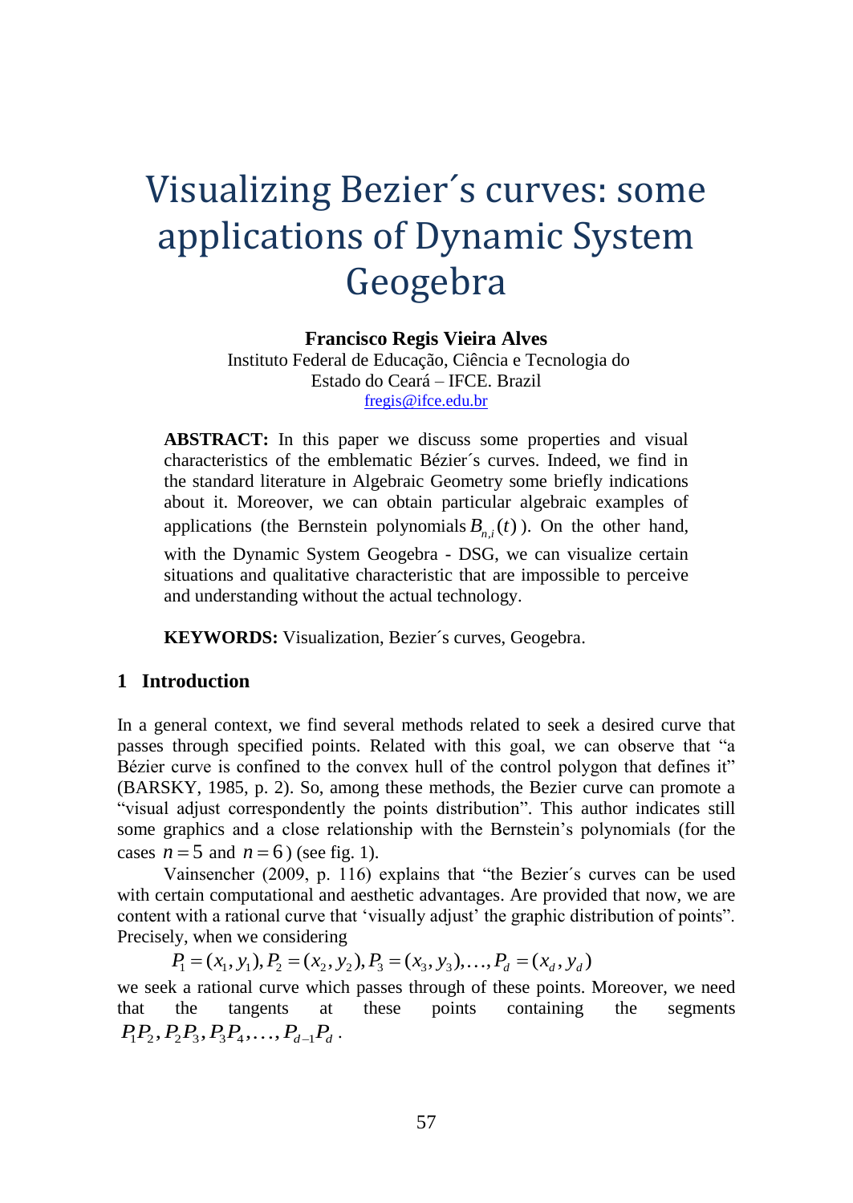# Visualizing Bezier´s curves: some applications of Dynamic System Geogebra

**Francisco Regis Vieira Alves**

Instituto Federal de Educação, Ciência e Tecnologia do Estado do Ceará – IFCE. Brazil

fregis@ifce.edu.br

**ABSTRACT:** In this paper we discuss some properties and visual characteristics of the emblematic Bézier´s curves. Indeed, we find in the standard literature in Algebraic Geometry some briefly indications about it. Moreover, we can obtain particular algebraic examples of applications (the Bernstein polynomials $B_{n,i}(t)$). On the other hand, with the Dynamic System Geogebra - DSG, we can visualize certain situations and qualitative characteristic that are impossible to perceive and understanding without the actual technology.

**KEYWORDS:** Visualization, Bezier´s curves, Geogebra.

## 1 Introduction

In a general context, we find several methods related to seek a desired curve that passes through specified points. Related with this goal, we can observe that "a Bézier curve is confined to the convex hull of the control polygon that defines it" (BARSKY, 1985, p. 2). So, among these methods, the Bezier curve can promote a "visual adjust correspondently the points distribution". This author indicates still some graphics and a close relationship with the Bernstein's polynomials (for the cases $n=5$ and $n=6$) (see fig. 1).

Vainsencher (2009, p. 116) explains that "the Bezier´s curves can be used with certain computational and aesthetic advantages. Are provided that now, we are content with a rational curve that 'visually adjust' the graphic distribution of points". Precisely, when we considering

$$P_1=(x_1,y_1), P_2=(x_2,y_2), P_3=(x_3,y_3), \ldots, P_d=(x_d,y_d)$$

we seek a rational curve which passes through of these points. Moreover, we need that the tangents at these points containing the segments $P_1P_2, P_2P_3, P_3P_4, \ldots, P_{d-1}P_d$.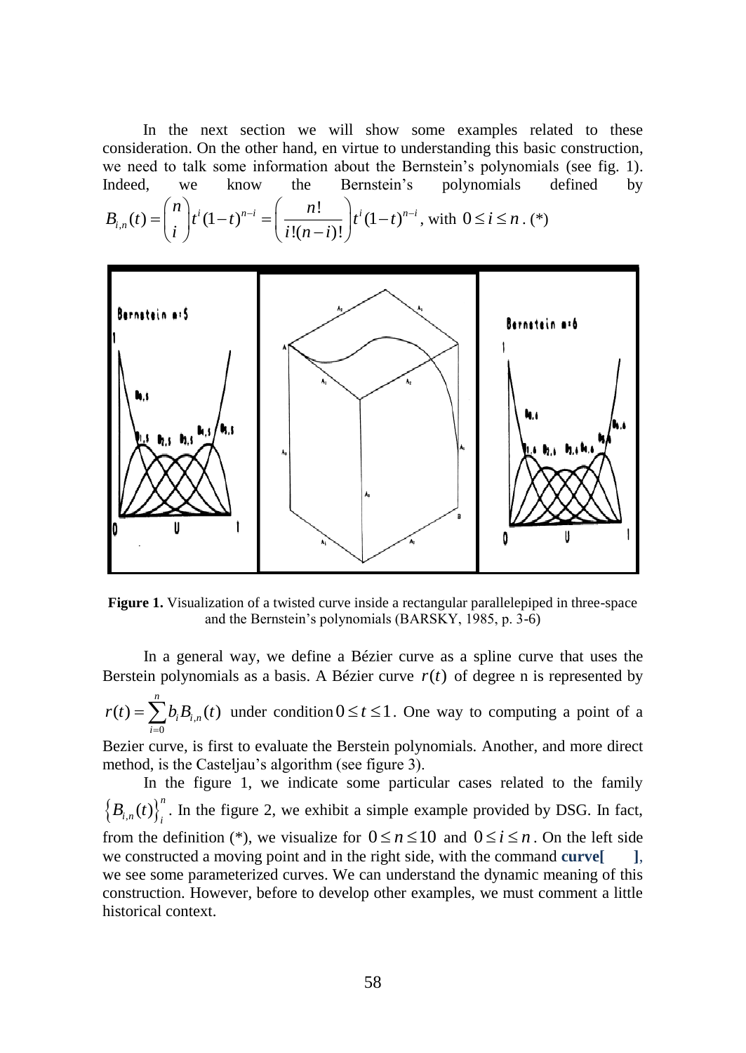In the next section we will show some examples related to these consideration. On the other hand, en virtue to understanding this basic construction, we need to talk some information about the Bernstein's polynomials (see fig. 1). Indeed, we know the Bernstein's polynomials defined by $B_{i,n}(t) = \binom{n}{i} t^i (1-t)^{n-i} = \left( \frac{n!}{i!(n-i)!} \right) t^i (1-t)^{n-i}$, with $0 \le i \le n$. (*)

**Figure 1.** Visualization of a twisted curve inside a rectangular parallelepiped in three-space and the Bernstein's polynomials (BARSKY, 1985, p. 3-6)

In a general way, we define a Bézier curve as a spline curve that uses the Berstein polynomials as a basis. A Bézier curve $r(t)$ of degree n is represented by $r(t) = \sum_{i=0}^{n} b_i B_{i,n}(t)$ under condition $0 \le t \le 1$. One way to computing a point of a Bezier curve, is first to evaluate the Berstein polynomials. Another, and more direct method, is the Casteljau's algorithm (see figure 3).

In the figure 1, we indicate some particular cases related to the family $\{B_{i,n}(t)\}_i^n$. In the figure 2, we exhibit a simple example provided by DSG. In fact, from the definition (*), we visualize for $0 \le n \le 10$ and $0 \le i \le n$. On the left side we constructed a moving point and in the right side, with the command **curve[ ]**, we see some parameterized curves. We can understand the dynamic meaning of this construction. However, before to develop other examples, we must comment a little historical context.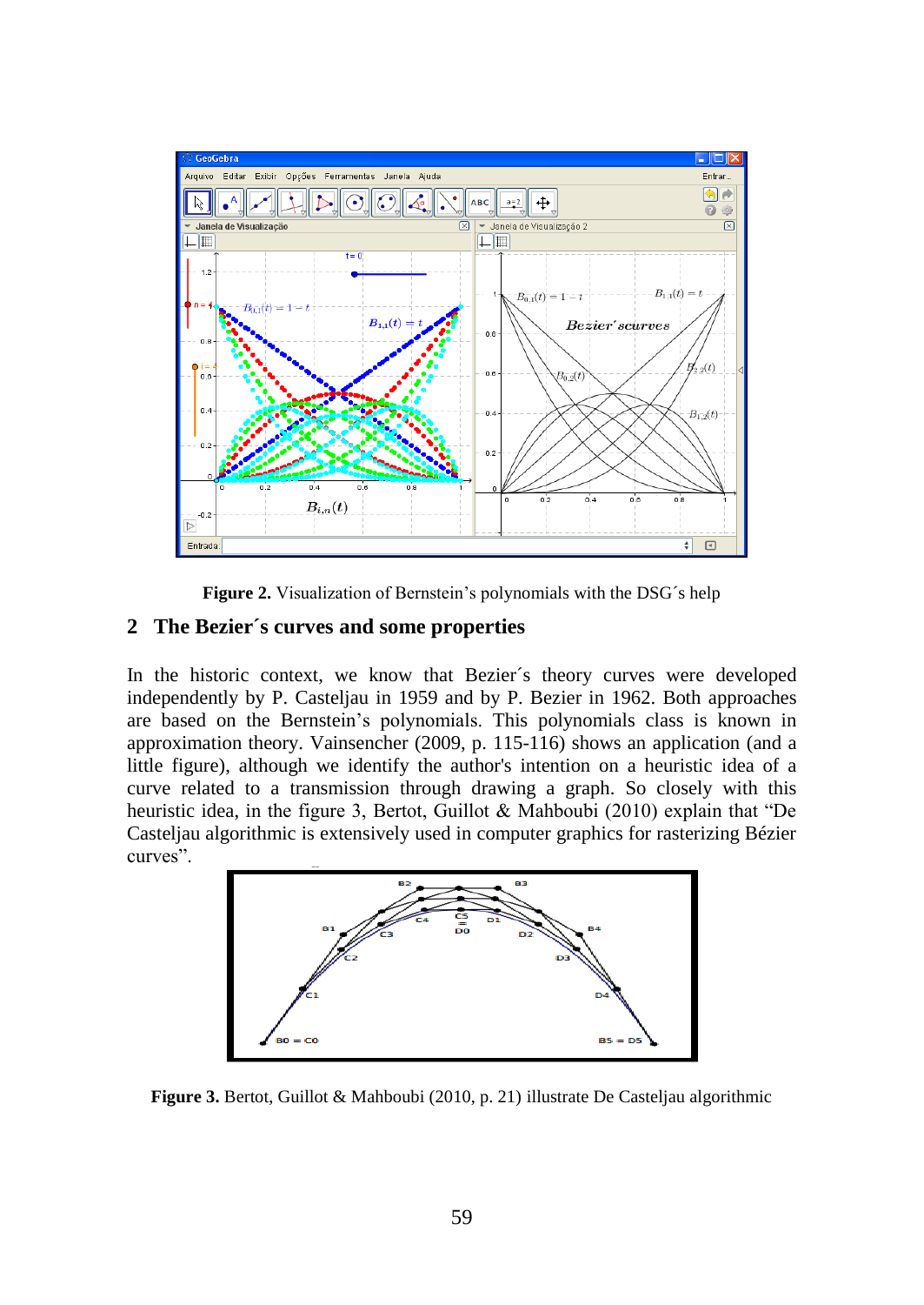**Figure 2.** Visualization of Bernstein's polynomials with the DSG´s help

## 2 The Bezier´s curves and some properties

In the historic context, we know that Bezier´s theory curves were developed independently by P. Casteljau in 1959 and by P. Bezier in 1962. Both approaches are based on the Bernstein's polynomials. This polynomials class is known in approximation theory. Vainsencher (2009, p. 115-116) shows an application (and a little figure), although we identify the author's intention on a heuristic idea of a curve related to a transmission through drawing a graph. So closely with this heuristic idea, in the figure 3, Bertot, Guillot & Mahboubi (2010) explain that "De Casteljau algorithmic is extensively used in computer graphics for rasterizing Bézier curves".

**Figure 3.** Bertot, Guillot & Mahboubi (2010, p. 21) illustrate De Casteljau algorithmic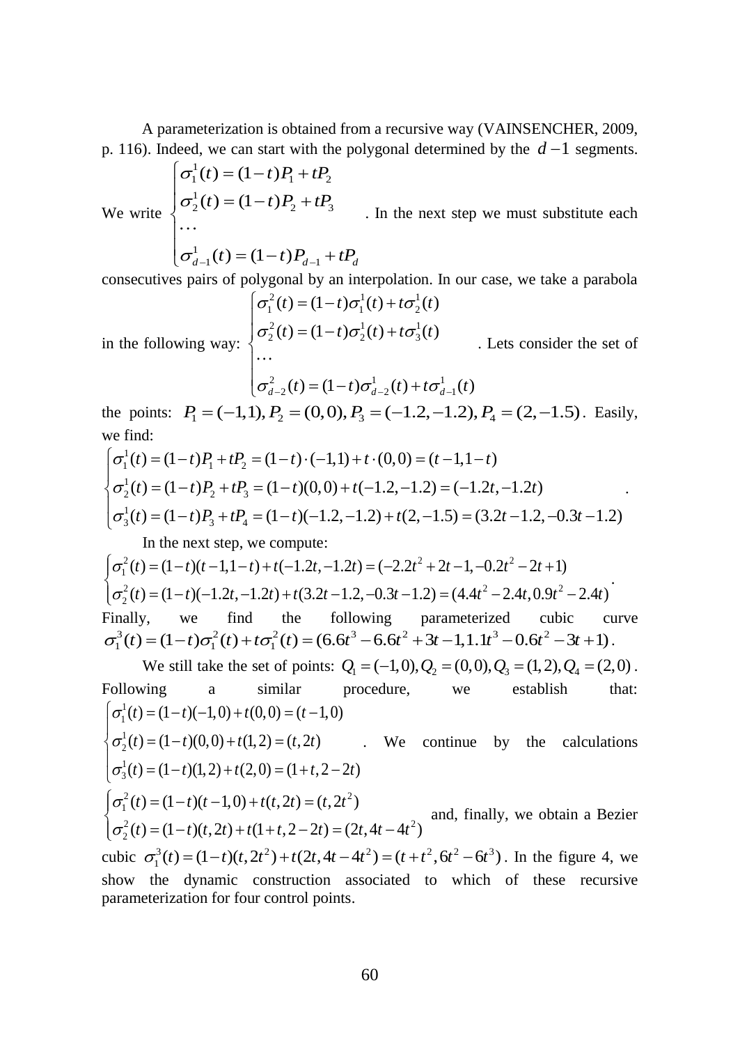A parameterization is obtained from a recursive way (VAINSENCHER, 2009, p. 116). Indeed, we can start with the polygonal determined by the $d-1$ segments. We write $\begin{cases} \sigma_1^1(t) = (1-t)P_1 + tP_2 \\ \sigma_2^1(t) = (1-t)P_2 + tP_3 \\ \cdots \\ \sigma_{d-1}^1(t) = (1-t)P_{d-1} + tP_d \end{cases}$. In the next step we must substitute each consecutives pairs of polygonal by an interpolation. In our case, we take a parabola in the following way: $\begin{cases} \sigma_1^2(t) = (1-t)\sigma_1^1(t) + t\sigma_2^1(t) \\ \sigma_2^2(t) = (1-t)\sigma_2^1(t) + t\sigma_3^1(t) \\ \cdots \\ \sigma_{d-2}^2(t) = (1-t)\sigma_{d-2}^1(t) + t\sigma_{d-1}^1(t) \end{cases}$. Lets consider the set of the points: $P_1 = (-1,1), P_2 = (0,0), P_3 = (-1.2,-1.2), P_4 = (2,-1.5)$. Easily, we find:

$$\begin{cases} \sigma_1^1(t) = (1-t)P_1 + tP_2 = (1-t)\cdot(-1,1) + t\cdot(0,0) = (t-1,1-t) \\ \sigma_2^1(t) = (1-t)P_2 + tP_3 = (1-t)(0,0) + t(-1.2,-1.2) = (-1.2t,-1.2t) \\ \sigma_3^1(t) = (1-t)P_3 + tP_4 = (1-t)(-1.2,-1.2) + t(2,-1.5) = (3.2t-1.2,-0.3t-1.2) \end{cases}.$$

In the next step, we compute:

$$\begin{cases} \sigma_1^2(t) = (1-t)(t-1,1-t) + t(-1.2t,-1.2t) = (-2.2t^2 + 2t - 1, -0.2t^2 - 2t + 1) \\ \sigma_2^2(t) = (1-t)(-1.2t,-1.2t) + t(3.2t-1.2,-0.3t-1.2) = (4.4t^2 - 2.4t, 0.9t^2 - 2.4t) \end{cases}.$$

Finally, we find the following parameterized cubic curve $\sigma_1^3(t) = (1-t)\sigma_1^2(t) + t\sigma_1^2(t) = (6.6t^3 - 6.6t^2 + 3t - 1, 1.1t^3 - 0.6t^2 - 3t + 1)$.

We still take the set of points: $Q_1 = (-1,0), Q_2 = (0,0), Q_3 = (1,2), Q_4 = (2,0)$. Following a similar procedure, we establish that: $\begin{cases} \sigma_1^1(t) = (1-t)(-1,0) + t(0,0) = (t-1,0) \\ \sigma_2^1(t) = (1-t)(0,0) + t(1,2) = (t,2t) \\ \sigma_3^1(t) = (1-t)(1,2) + t(2,0) = (1+t,2-2t) \end{cases}$. We continue by the calculations $\begin{cases} \sigma_1^2(t) = (1-t)(t-1,0) + t(t,2t) = (t,2t^2) \\ \sigma_2^2(t) = (1-t)(t,2t) + t(1+t,2-2t) = (2t,4t-4t^2) \end{cases}$ and, finally, we obtain a Bezier cubic $\sigma_1^3(t) = (1-t)(t,2t^2) + t(2t,4t-4t^2) = (t+t^2, 6t^2 - 6t^3)$. In the figure 4, we show the dynamic construction associated to which of these recursive parameterization for four control points.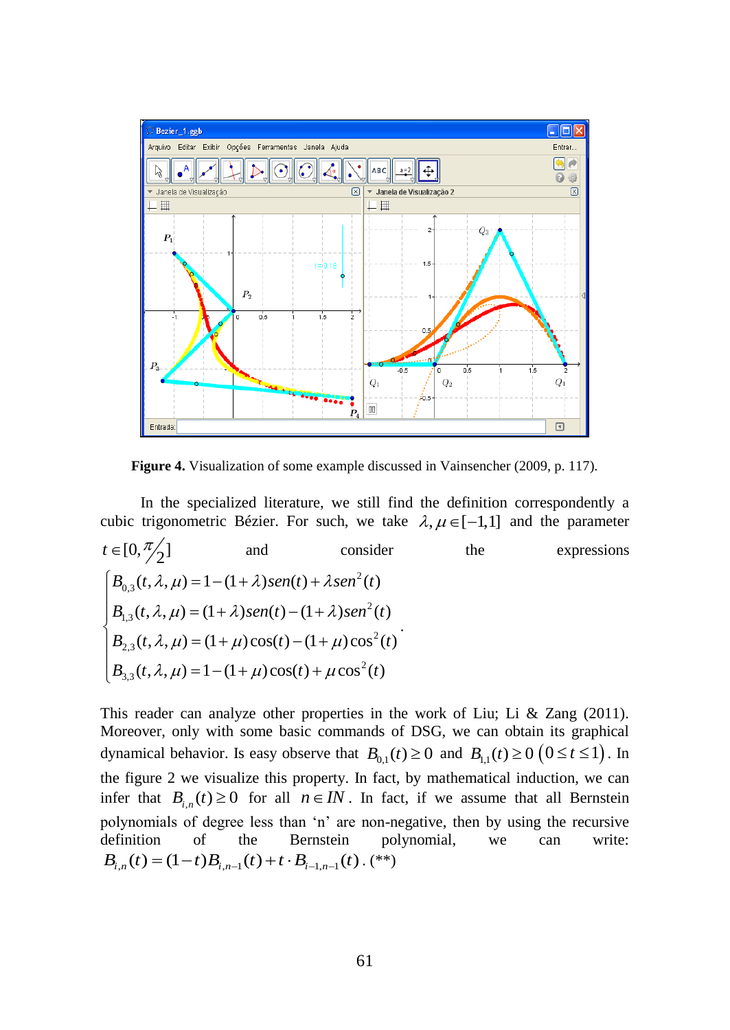**Figure 4.** Visualization of some example discussed in Vainsencher (2009, p. 117).

In the specialized literature, we still find the definition correspondently a cubic trigonometric Bézier. For such, we take $\lambda, \mu \in [-1,1]$ and the parameter $t \in [0, \pi/2]$ and consider the expressions

$$\begin{cases} B_{0,3}(t,\lambda,\mu) = 1-(1+\lambda)sen(t)+\lambda sen^2(t) \\ B_{1,3}(t,\lambda,\mu) = (1+\lambda)sen(t)-(1+\lambda)sen^2(t) \\ B_{2,3}(t,\lambda,\mu) = (1+\mu)\cos(t)-(1+\mu)\cos^2(t) \\ B_{3,3}(t,\lambda,\mu) = 1-(1+\mu)\cos(t)+\mu\cos^2(t) \end{cases}.$$

This reader can analyze other properties in the work of Liu; Li & Zang (2011). Moreover, only with some basic commands of DSG, we can obtain its graphical dynamical behavior. Is easy observe that $B_{0,1}(t) \geq 0$ and $B_{1,1}(t) \geq 0$ $(0 \leq t \leq 1)$. In the figure 2 we visualize this property. In fact, by mathematical induction, we can infer that $B_{i,n}(t) \geq 0$ for all $n \in IN$. In fact, if we assume that all Bernstein polynomials of degree less than 'n' are non-negative, then by using the recursive definition of the Bernstein polynomial, we can write: $B_{i,n}(t) = (1-t)B_{i,n-1}(t) + t \cdot B_{i-1,n-1}(t)$. (**)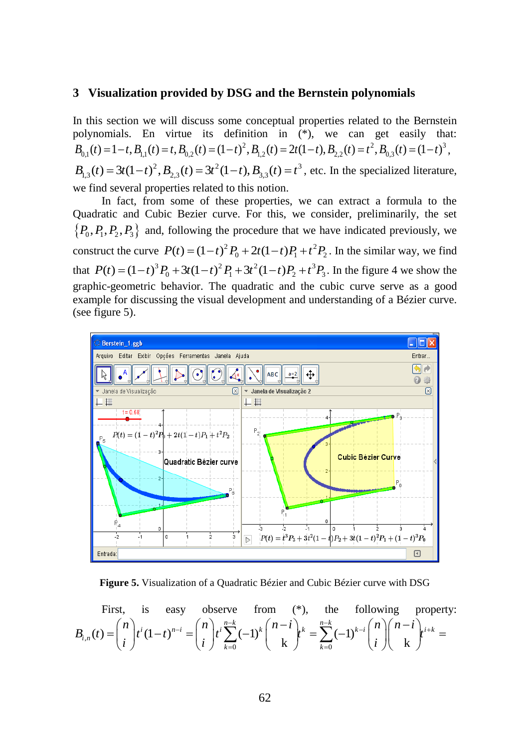## 3 Visualization provided by DSG and the Bernstein polynomials

In this section we will discuss some conceptual properties related to the Bernstein polynomials. En virtue its definition in (*), we can get easily that: $B_{0,1}(t)=1-t, B_{1,1}(t)=t, B_{0,2}(t)=(1-t)^2, B_{1,2}(t)=2t(1-t), B_{2,2}(t)=t^2, B_{0,3}(t)=(1-t)^3$, $B_{1,3}(t)=3t(1-t)^2, B_{2,3}(t)=3t^2(1-t), B_{3,3}(t)=t^3$, etc. In the specialized literature, we find several properties related to this notion.

In fact, from some of these properties, we can extract a formula to the Quadratic and Cubic Bezier curve. For this, we consider, preliminarily, the set $\{P_0, P_1, P_2, P_3\}$ and, following the procedure that we have indicated previously, we construct the curve $P(t)=(1-t)^2 P_0 + 2t(1-t)P_1 + t^2 P_2$. In the similar way, we find that $P(t)=(1-t)^3 P_0 + 3t(1-t)^2 P_1 + 3t^2(1-t)P_2 + t^3 P_3$. In the figure 4 we show the graphic-geometric behavior. The quadratic and the cubic curve serve as a good example for discussing the visual development and understanding of a Bézier curve. (see figure 5).

**Figure 5.** Visualization of a Quadratic Bézier and Cubic Bézier curve with DSG

First, is easy observe from (*), the following property:

$$B_{i,n}(t)=\binom{n}{i}t^i(1-t)^{n-i}=\binom{n}{i}t^i\sum_{k=0}^{n-k}(-1)^k\binom{n-i}{k}t^k=\sum_{k=0}^{n-k}(-1)^{k-i}\binom{n}{i}\binom{n-i}{k}t^{i+k}=$$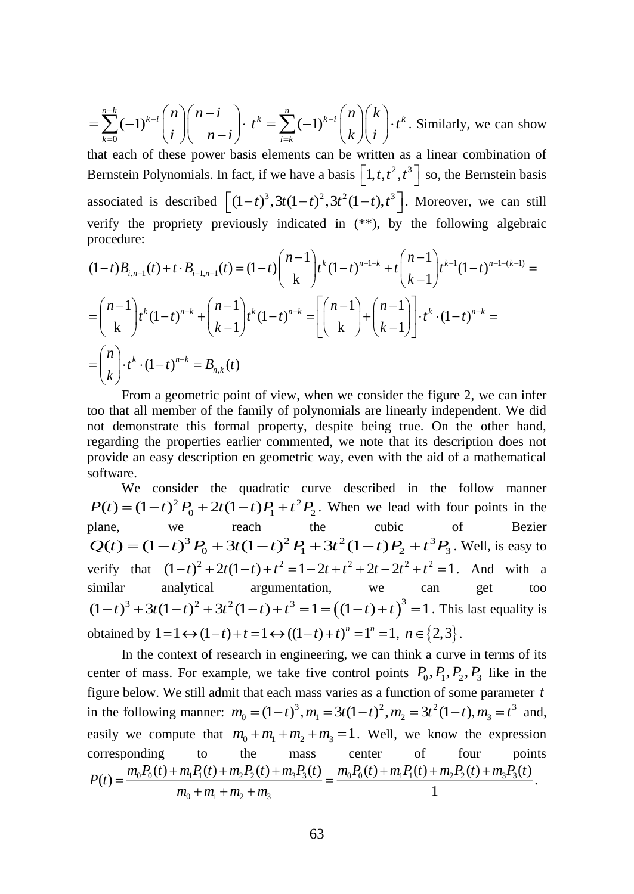$= \sum_{k=0}^{n-k} (-1)^{k-i} \binom{n}{i} \binom{n-i}{n-i} \cdot t^k = \sum_{i=k}^{n} (-1)^{k-i} \binom{n}{k} \binom{k}{i} \cdot t^k$. Similarly, we can show that each of these power basis elements can be written as a linear combination of Bernstein Polynomials. In fact, if we have a basis $\left[1, t, t^2, t^3\right]$ so, the Bernstein basis associated is described $\left[(1-t)^3, 3t(1-t)^2, 3t^2(1-t), t^3\right]$. Moreover, we can still verify the propriety previously indicated in (**), by the following algebraic procedure:

$$(1-t)B_{i,n-1}(t) + t \cdot B_{i-1,n-1}(t) = (1-t)\binom{n-1}{\text{k}} t^k (1-t)^{n-1-k} + t\binom{n-1}{k-1} t^{k-1}(1-t)^{n-1-(k-1)} =$$

$$= \binom{n-1}{\text{k}} t^k (1-t)^{n-k} + \binom{n-1}{k-1} t^k (1-t)^{n-k} = \left[\binom{n-1}{\text{k}} + \binom{n-1}{k-1}\right] \cdot t^k \cdot (1-t)^{n-k} =$$

$$= \binom{n}{k} \cdot t^k \cdot (1-t)^{n-k} = B_{n,k}(t)$$

From a geometric point of view, when we consider the figure 2, we can infer too that all member of the family of polynomials are linearly independent. We did not demonstrate this formal property, despite being true. On the other hand, regarding the properties earlier commented, we note that its description does not provide an easy description en geometric way, even with the aid of a mathematical software.

We consider the quadratic curve described in the follow manner $P(t) = (1-t)^2 P_0 + 2t(1-t)P_1 + t^2 P_2$. When we lead with four points in the plane, we reach the cubic of Bezier $Q(t) = (1-t)^3 P_0 + 3t(1-t)^2 P_1 + 3t^2(1-t)P_2 + t^3 P_3$. Well, is easy to verify that $(1-t)^2 + 2t(1-t) + t^2 = 1 - 2t + t^2 + 2t - 2t^2 + t^2 = 1$. And with a similar analytical argumentation, we can get too $(1-t)^3 + 3t(1-t)^2 + 3t^2(1-t) + t^3 = 1 = \left((1-t)+t\right)^3 = 1$. This last equality is obtained by $1 = 1 \leftrightarrow (1-t) + t = 1 \leftrightarrow ((1-t)+t)^n = 1^n = 1,\ n \in \{2,3\}$.

In the context of research in engineering, we can think a curve in terms of its center of mass. For example, we take five control points $P_0, P_1, P_2, P_3$ like in the figure below. We still admit that each mass varies as a function of some parameter $t$ in the following manner: $m_0 = (1-t)^3, m_1 = 3t(1-t)^2, m_2 = 3t^2(1-t), m_3 = t^3$ and, easily we compute that $m_0 + m_1 + m_2 + m_3 = 1$. Well, we know the expression corresponding to the mass center of four points $P(t) = \dfrac{m_0 P_0(t) + m_1 P_1(t) + m_2 P_2(t) + m_3 P_3(t)}{m_0 + m_1 + m_2 + m_3} = \dfrac{m_0 P_0(t) + m_1 P_1(t) + m_2 P_2(t) + m_3 P_3(t)}{1}$.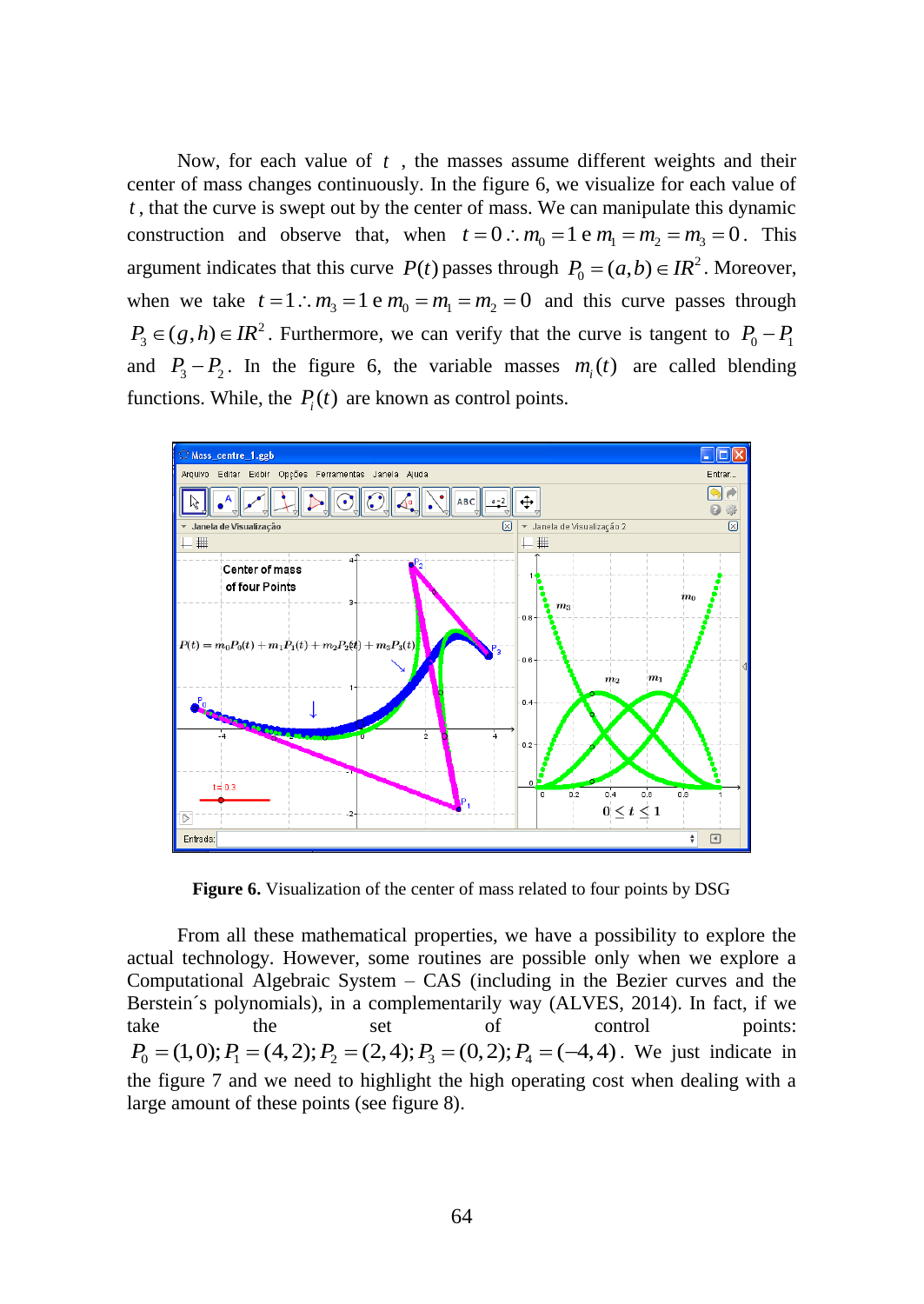Now, for each value of $t$ , the masses assume different weights and their center of mass changes continuously. In the figure 6, we visualize for each value of $t$, that the curve is swept out by the center of mass. We can manipulate this dynamic construction and observe that, when $t = 0 \therefore m_0 = 1$ e $m_1 = m_2 = m_3 = 0$. This argument indicates that this curve $P(t)$ passes through $P_0 = (a,b) \in IR^2$. Moreover, when we take $t = 1 \therefore m_3 = 1$ e $m_0 = m_1 = m_2 = 0$ and this curve passes through $P_3 \in (g,h) \in IR^2$. Furthermore, we can verify that the curve is tangent to $P_0 - P_1$ and $P_3 - P_2$. In the figure 6, the variable masses $m_i(t)$ are called blending functions. While, the $P_i(t)$ are known as control points.

**Figure 6.** Visualization of the center of mass related to four points by DSG

From all these mathematical properties, we have a possibility to explore the actual technology. However, some routines are possible only when we explore a Computational Algebraic System – CAS (including in the Bezier curves and the Berstein´s polynomials), in a complementarily way (ALVES, 2014). In fact, if we take the set of control points: $P_0 = (1,0); P_1 = (4,2); P_2 = (2,4); P_3 = (0,2); P_4 = (-4,4)$. We just indicate in the figure 7 and we need to highlight the high operating cost when dealing with a large amount of these points (see figure 8).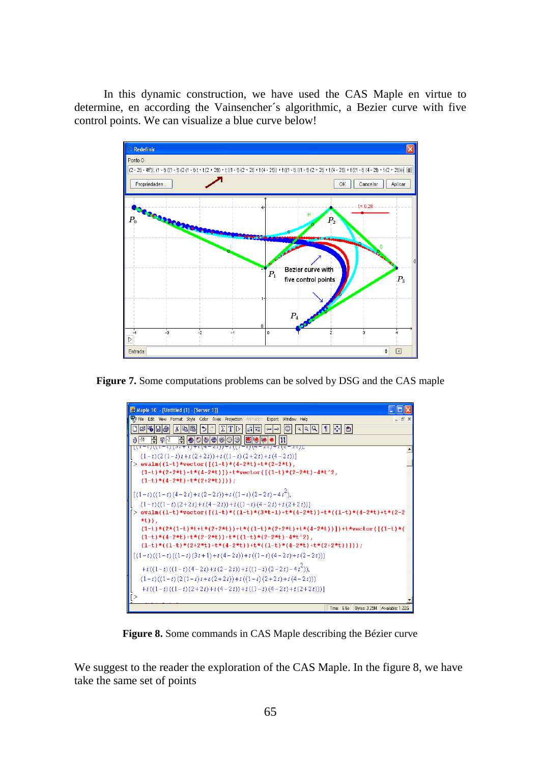In this dynamic construction, we have used the CAS Maple en virtue to determine, en according the Vainsencher´s algorithmic, a Bezier curve with five control points. We can visualize a blue curve below!

**Figure 7.** Some computations problems can be solved by DSG and the CAS maple

**Figure 8.** Some commands in CAS Maple describing the Bézier curve

We suggest to the reader the exploration of the CAS Maple. In the figure 8, we have take the same set of points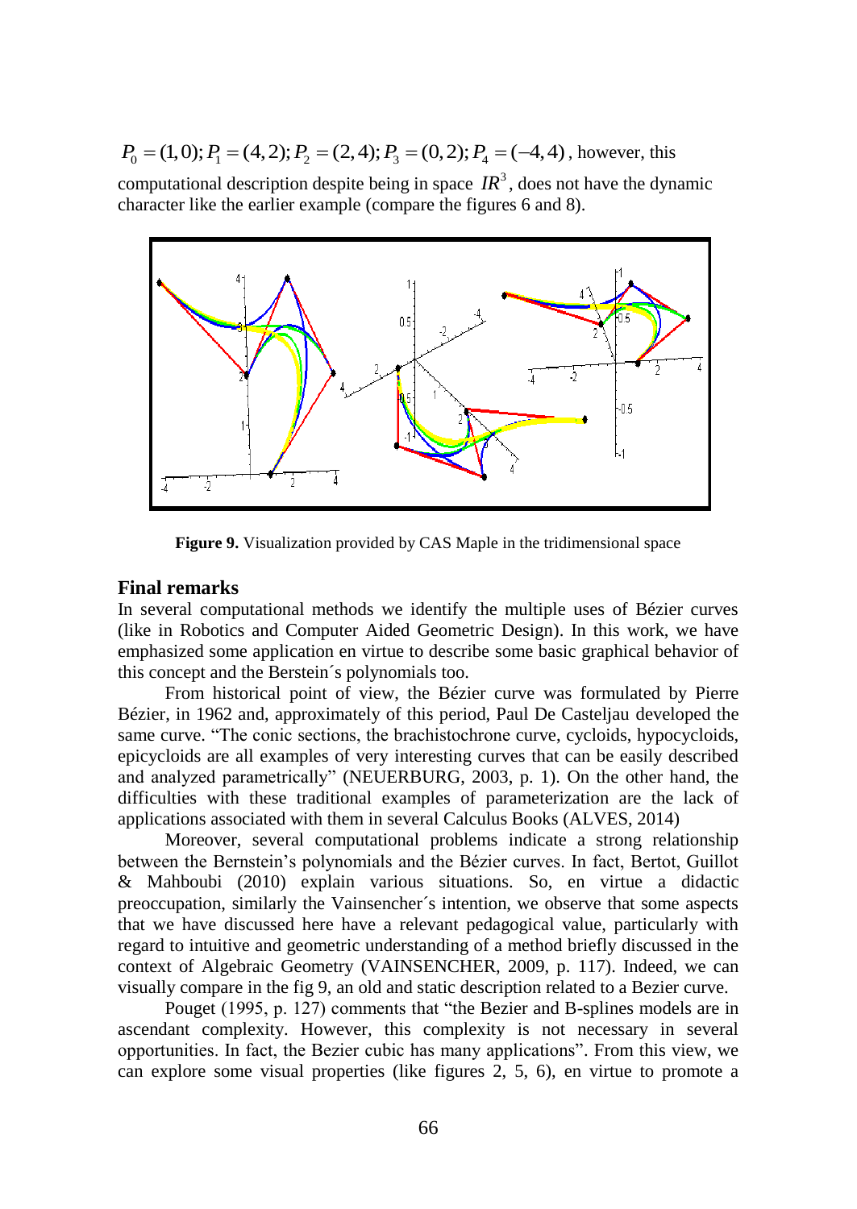$P_0 = (1,0); P_1 = (4,2); P_2 = (2,4); P_3 = (0,2); P_4 = (-4,4)$, however, this computational description despite being in space $IR^3$, does not have the dynamic character like the earlier example (compare the figures 6 and 8).

**Figure 9.** Visualization provided by CAS Maple in the tridimensional space

## Final remarks

In several computational methods we identify the multiple uses of Bézier curves (like in Robotics and Computer Aided Geometric Design). In this work, we have emphasized some application en virtue to describe some basic graphical behavior of this concept and the Berstein´s polynomials too.

From historical point of view, the Bézier curve was formulated by Pierre Bézier, in 1962 and, approximately of this period, Paul De Casteljau developed the same curve. "The conic sections, the brachistochrone curve, cycloids, hypocycloids, epicycloids are all examples of very interesting curves that can be easily described and analyzed parametrically" (NEUERBURG, 2003, p. 1). On the other hand, the difficulties with these traditional examples of parameterization are the lack of applications associated with them in several Calculus Books (ALVES, 2014)

Moreover, several computational problems indicate a strong relationship between the Bernstein's polynomials and the Bézier curves. In fact, Bertot, Guillot & Mahboubi (2010) explain various situations. So, en virtue a didactic preoccupation, similarly the Vainsencher´s intention, we observe that some aspects that we have discussed here have a relevant pedagogical value, particularly with regard to intuitive and geometric understanding of a method briefly discussed in the context of Algebraic Geometry (VAINSENCHER, 2009, p. 117). Indeed, we can visually compare in the fig 9, an old and static description related to a Bezier curve.

Pouget (1995, p. 127) comments that "the Bezier and B-splines models are in ascendant complexity. However, this complexity is not necessary in several opportunities. In fact, the Bezier cubic has many applications". From this view, we can explore some visual properties (like figures 2, 5, 6), en virtue to promote a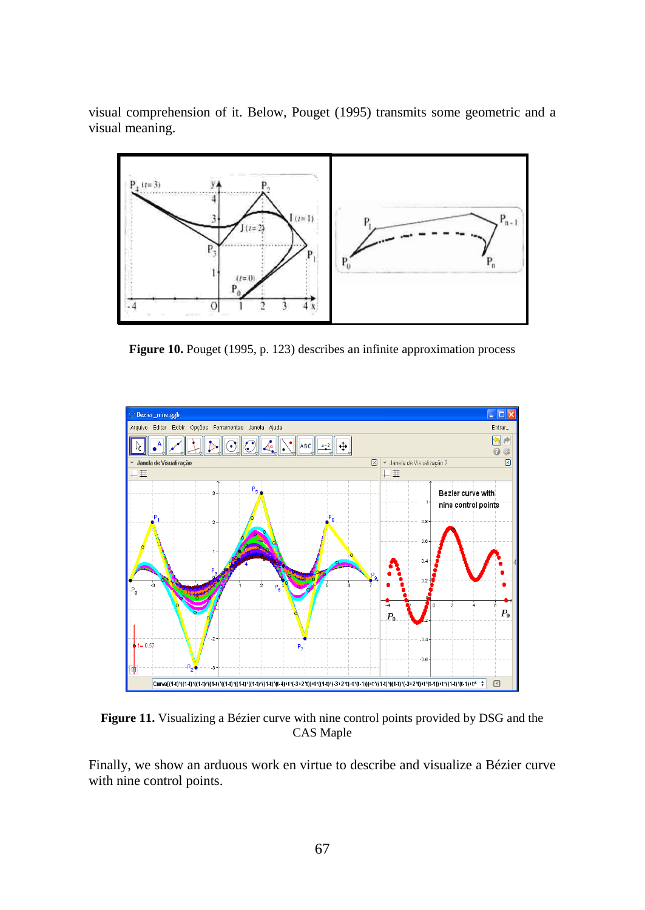visual comprehension of it. Below, Pouget (1995) transmits some geometric and a visual meaning.

**Figure 10.** Pouget (1995, p. 123) describes an infinite approximation process

**Figure 11.** Visualizing a Bézier curve with nine control points provided by DSG and the CAS Maple

Finally, we show an arduous work en virtue to describe and visualize a Bézier curve with nine control points.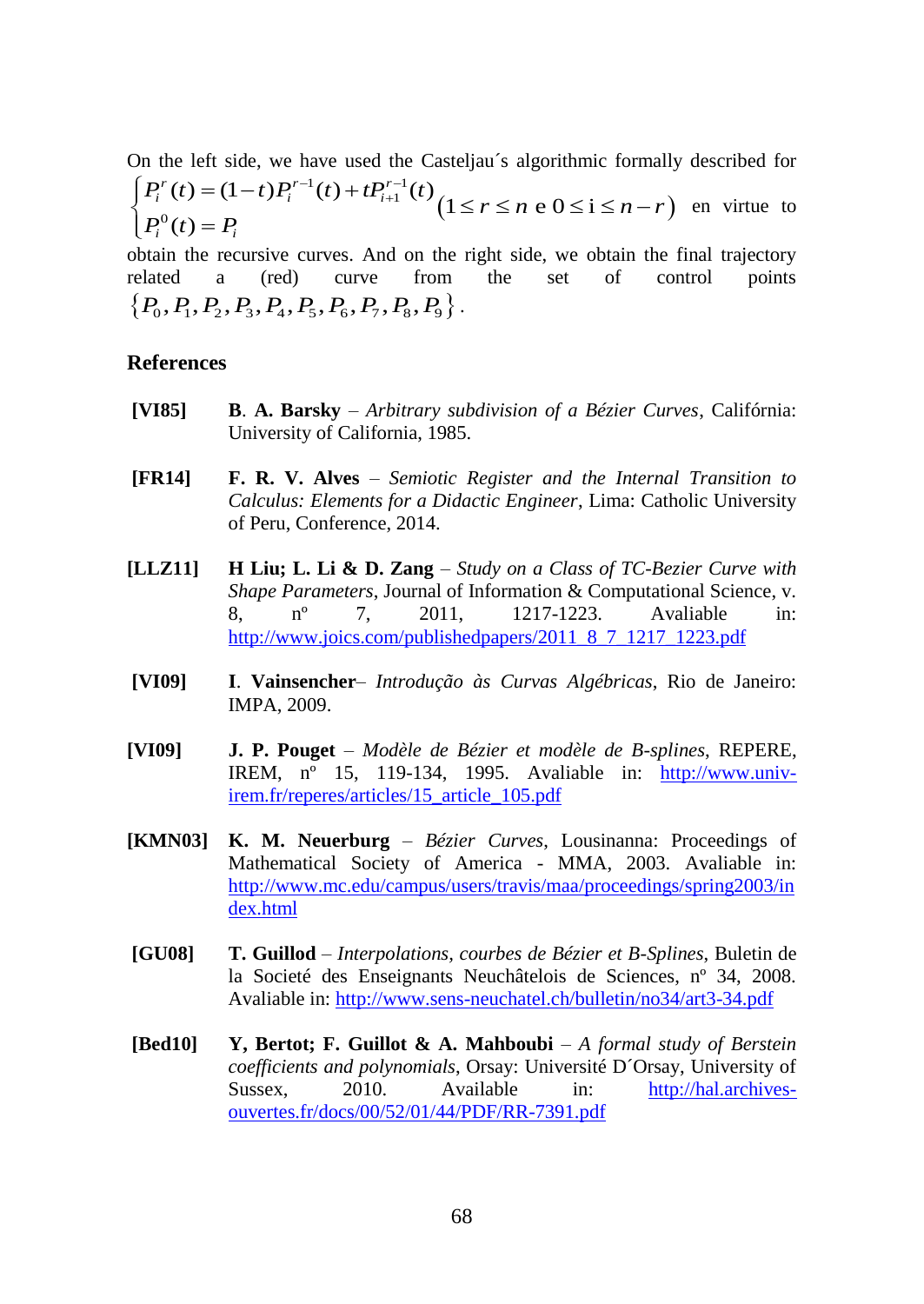On the left side, we have used the Casteljau´s algorithmic formally described for $\begin{cases} P_i^r(t) = (1-t)P_i^{r-1}(t) + tP_{i+1}^{r-1}(t) \\ P_i^0(t) = P_i \end{cases} (1 \leq r \leq n \text{ e } 0 \leq \text{i} \leq n-r)$ en virtue to obtain the recursive curves. And on the right side, we obtain the final trajectory related a (red) curve from the set of control points $\{P_0, P_1, P_2, P_3, P_4, P_5, P_6, P_7, P_8, P_9\}$.

## References

**[VI85]** **B**. **A. Barsky** – *Arbitrary subdivision of a Bézier Curves*, Califórnia: University of California, 1985.

**[FR14]** **F. R. V. Alves** – *Semiotic Register and the Internal Transition to Calculus: Elements for a Didactic Engineer*, Lima: Catholic University of Peru, Conference, 2014.

**[LLZ11]** **H Liu; L. Li & D. Zang** – *Study on a Class of TC-Bezier Curve with Shape Parameters*, Journal of Information & Computational Science, v. 8, nº 7, 2011, 1217-1223. Avaliable in: http://www.joics.com/publishedpapers/2011_8_7_1217_1223.pdf

**[VI09]** **I**. **Vainsencher**– *Introdução às Curvas Algébricas*, Rio de Janeiro: IMPA, 2009.

**[VI09]** **J. P. Pouget** – *Modèle de Bézier et modèle de B-splines*, REPERE, IREM, nº 15, 119-134, 1995. Avaliable in: http://www.univ-irem.fr/reperes/articles/15_article_105.pdf

**[KMN03]** **K. M. Neuerburg** – *Bézier Curves*, Lousinanna: Proceedings of Mathematical Society of America - MMA, 2003. Avaliable in: http://www.mc.edu/campus/users/travis/maa/proceedings/spring2003/index.html

**[GU08]** **T. Guillod** – *Interpolations, courbes de Bézier et B-Splines*, Buletin de la Societé des Enseignants Neuchâtelois de Sciences, nº 34, 2008. Avaliable in: http://www.sens-neuchatel.ch/bulletin/no34/art3-34.pdf

**[Bed10]** **Y, Bertot; F. Guillot & A. Mahboubi** – *A formal study of Berstein coefficients and polynomials*, Orsay: Université D´Orsay, University of Sussex, 2010. Available in: http://hal.archives-ouvertes.fr/docs/00/52/01/44/PDF/RR-7391.pdf